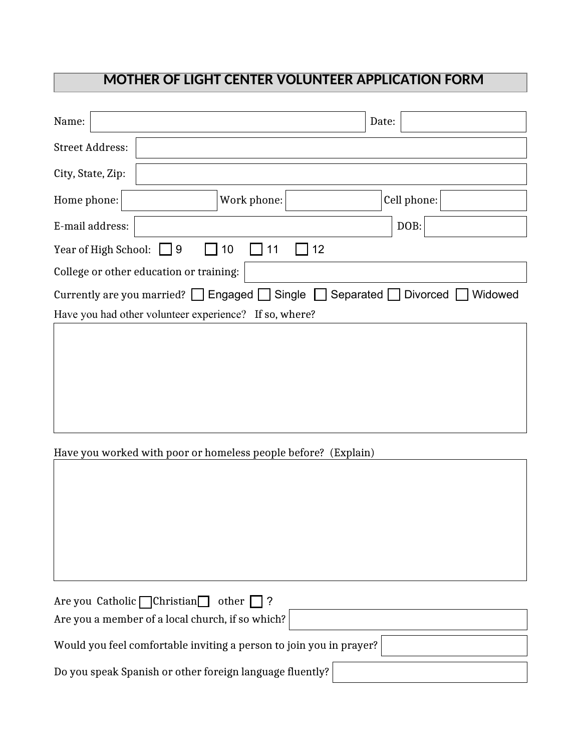# MOTHER OF LIGHT CENTER VOLUNTEER APPLICATION FORM

Name: ______________________ Date: __________

Street Address: ______________________

City, State, Zip: ______________________

Home phone: __________ Work phone: __________ Cell phone: __________

E-mail address: ______________________ DOB: __________

Year of High School: ☐ 9 ☐ 10 ☐ 11 ☐ 12

College or other education or training: ______________________

Currently are you married? ☐ Engaged ☐ Single ☐ Separated ☐ Divorced ☐ Widowed

Have you had other volunteer experience? If so, where?

______________________

Have you worked with poor or homeless people before? (Explain)

______________________

Are you Catholic ☐ Christian ☐ other ☐ ?

Are you a member of a local church, if so which? ______________________

Would you feel comfortable inviting a person to join you in prayer? ______________________

Do you speak Spanish or other foreign language fluently? ______________________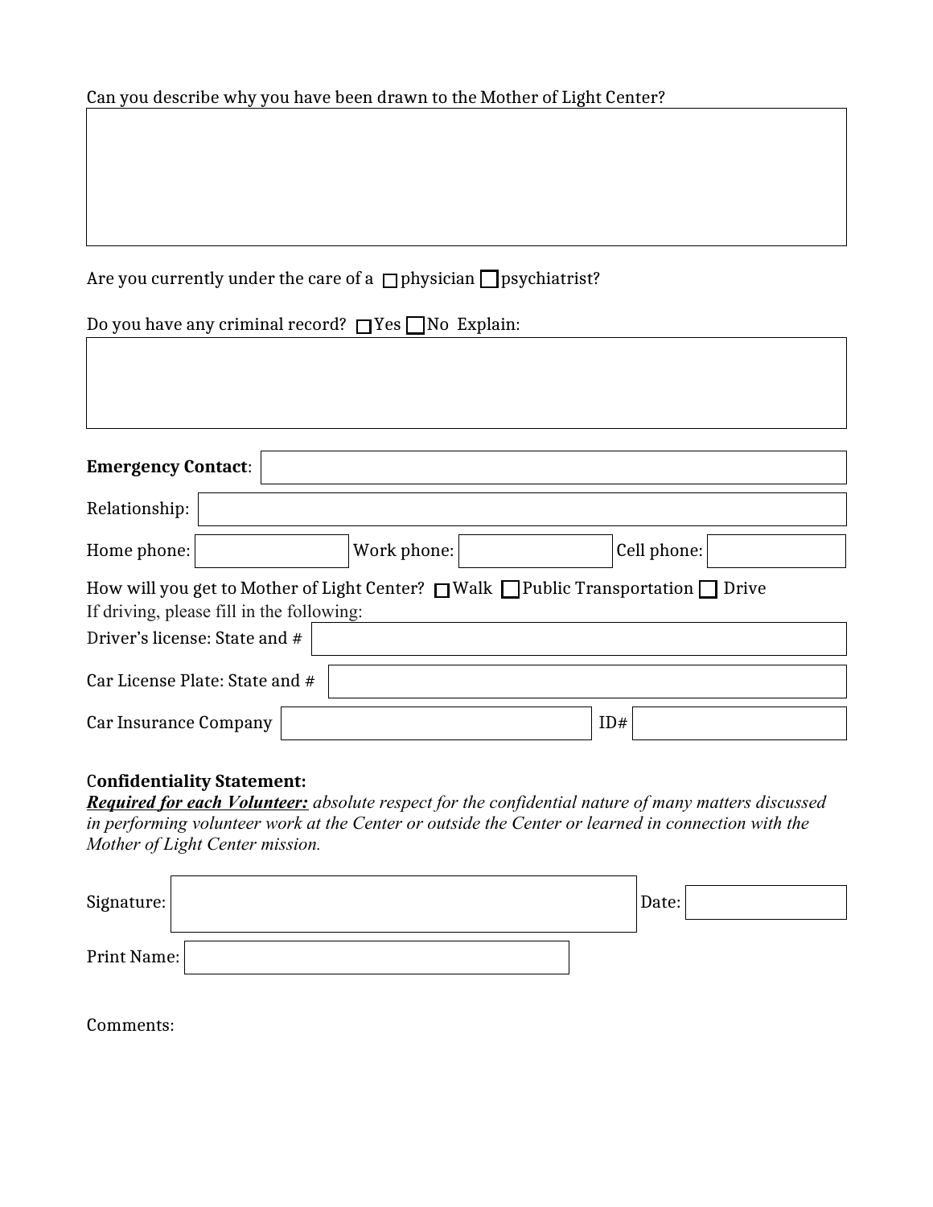Can you describe why you have been drawn to the Mother of Light Center?

Are you currently under the care of a ☐ physician ☐ psychiatrist?

Do you have any criminal record? ☐ Yes ☐ No Explain:

**Emergency Contact**:

Relationship:

Home phone: Work phone: Cell phone:

How will you get to Mother of Light Center? ☐ Walk ☐ Public Transportation ☐ Drive

If driving, please fill in the following:

Driver's license: State and #

Car License Plate: State and #

Car Insurance Company ID#

**Confidentiality Statement:**

***Required for each Volunteer:*** *absolute respect for the confidential nature of many matters discussed in performing volunteer work at the Center or outside the Center or learned in connection with the Mother of Light Center mission.*

Signature: Date:

Print Name:

Comments: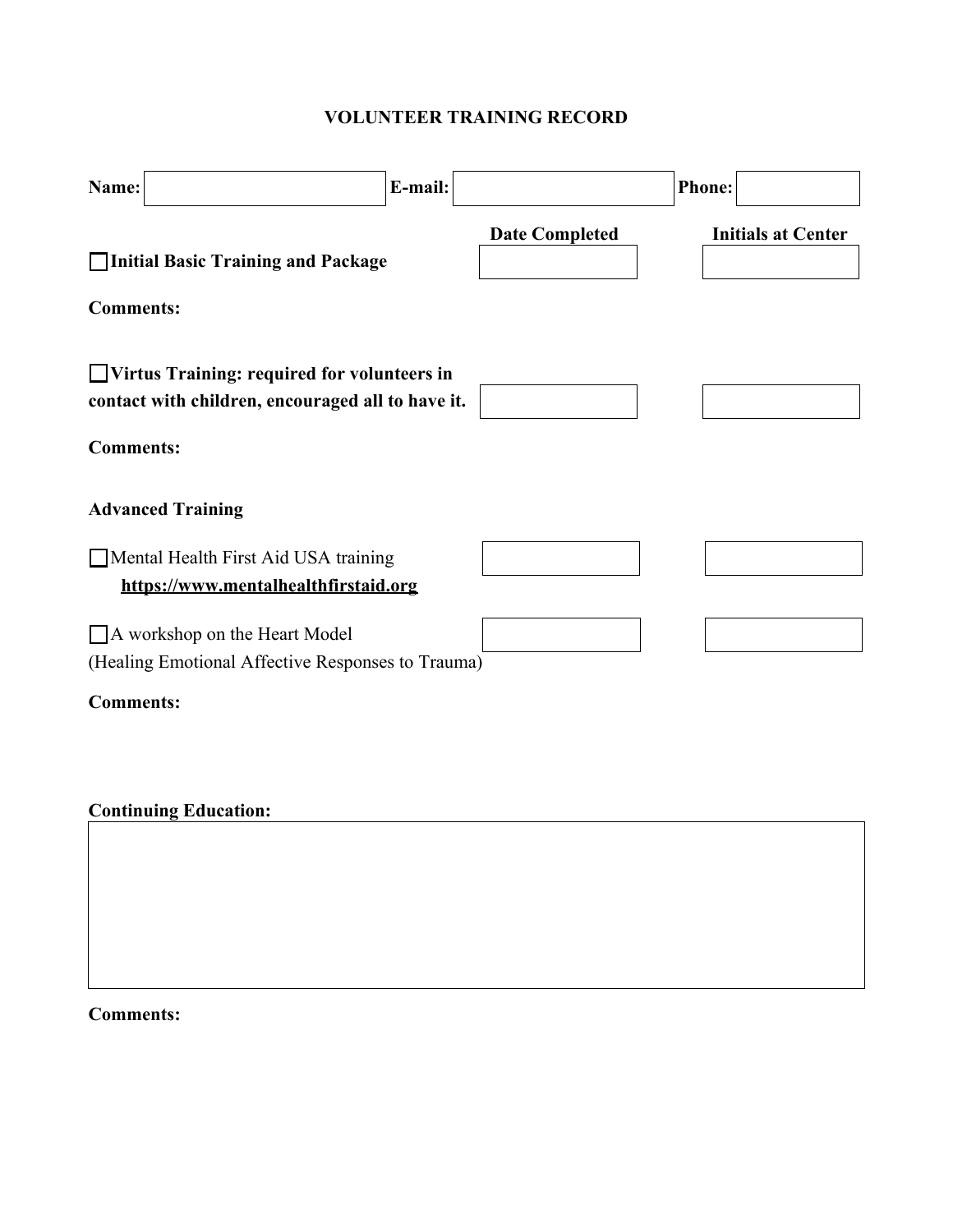# VOLUNTEER TRAINING RECORD

**Name:** ______ **E-mail:** ______ **Phone:** ______

| Training | Date Completed | Initials at Center |
|---|---|---|
| ☐ **Initial Basic Training and Package** | | |

**Comments:**

| Training | Date Completed | Initials at Center |
|---|---|---|
| ☐ **Virtus Training: required for volunteers in contact with children, encouraged all to have it.** | | |

**Comments:**

**Advanced Training**

| Training | Date Completed | Initials at Center |
|---|---|---|
| ☐ Mental Health First Aid USA training **https://www.mentalhealthfirstaid.org** | | |
| ☐ A workshop on the Heart Model (Healing Emotional Affective Responses to Trauma) | | |

**Comments:**

**Continuing Education:**

**Comments:**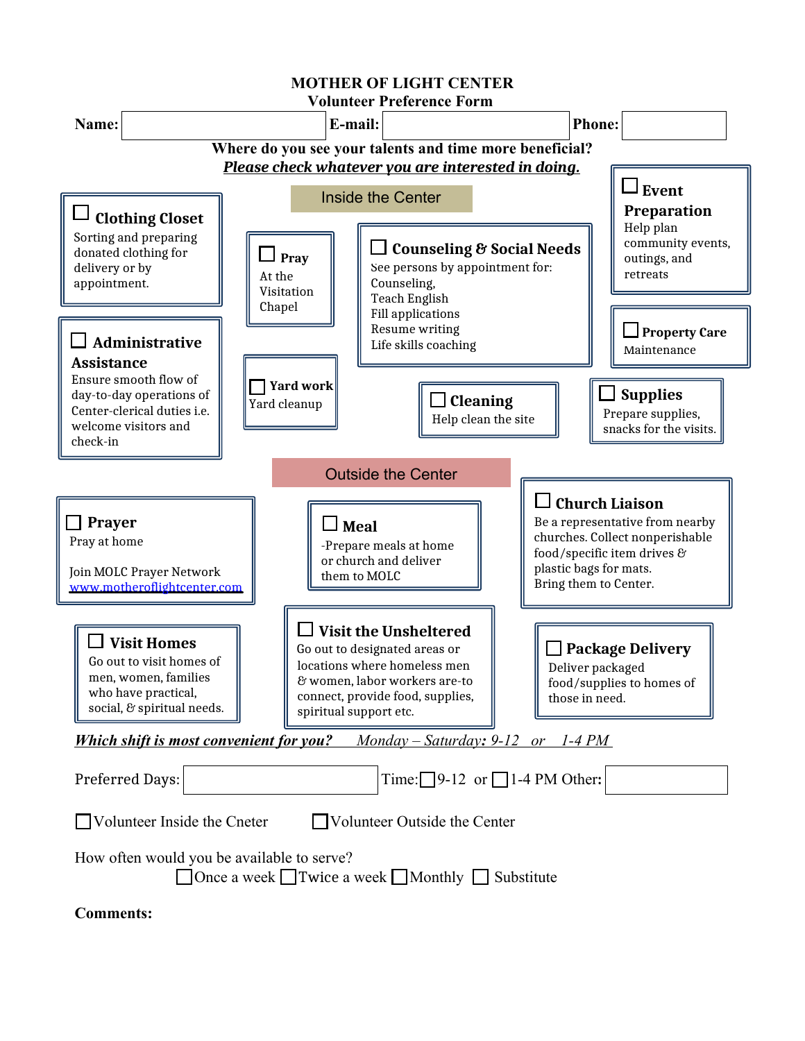# MOTHER OF LIGHT CENTER

## Volunteer Preference Form

**Name:** ______ **E-mail:** ______ **Phone:** ______

**Where do you see your talents and time more beneficial?**

***Please check whatever you are interested in doing.***

### Inside the Center

☐ **Clothing Closet**
Sorting and preparing donated clothing for delivery or by appointment.

☐ **Pray**
At the Visitation Chapel

☐ **Counseling & Social Needs**
See persons by appointment for:
Counseling,
Teach English
Fill applications
Resume writing
Life skills coaching

☐ **Event Preparation**
Help plan community events, outings, and retreats

☐ **Administrative Assistance**
Ensure smooth flow of day-to-day operations of Center-clerical duties i.e. welcome visitors and check-in

☐ **Yard work**
Yard cleanup

☐ **Cleaning**
Help clean the site

☐ **Property Care**
Maintenance

☐ **Supplies**
Prepare supplies, snacks for the visits.

### Outside the Center

☐ **Prayer**
Pray at home

Join MOLC Prayer Network
www.motheroflightcenter.com

☐ **Meal**
-Prepare meals at home or church and deliver them to MOLC

☐ **Church Liaison**
Be a representative from nearby churches. Collect nonperishable food/specific item drives & plastic bags for mats.
Bring them to Center.

☐ **Visit Homes**
Go out to visit homes of men, women, families who have practical, social, & spiritual needs.

☐ **Visit the Unsheltered**
Go out to designated areas or locations where homeless men & women, labor workers are-to connect, provide food, supplies, spiritual support etc.

☐ **Package Delivery**
Deliver packaged food/supplies to homes of those in need.

***Which shift is most convenient for you?*** *Monday – Saturday: 9-12 or 1-4 PM*

Preferred Days: ______ Time: ☐ 9-12 or ☐ 1-4 PM Other: ______

☐ Volunteer Inside the Cneter ☐ Volunteer Outside the Center

How often would you be available to serve?

☐ Once a week ☐ Twice a week ☐ Monthly ☐ Substitute

**Comments:**